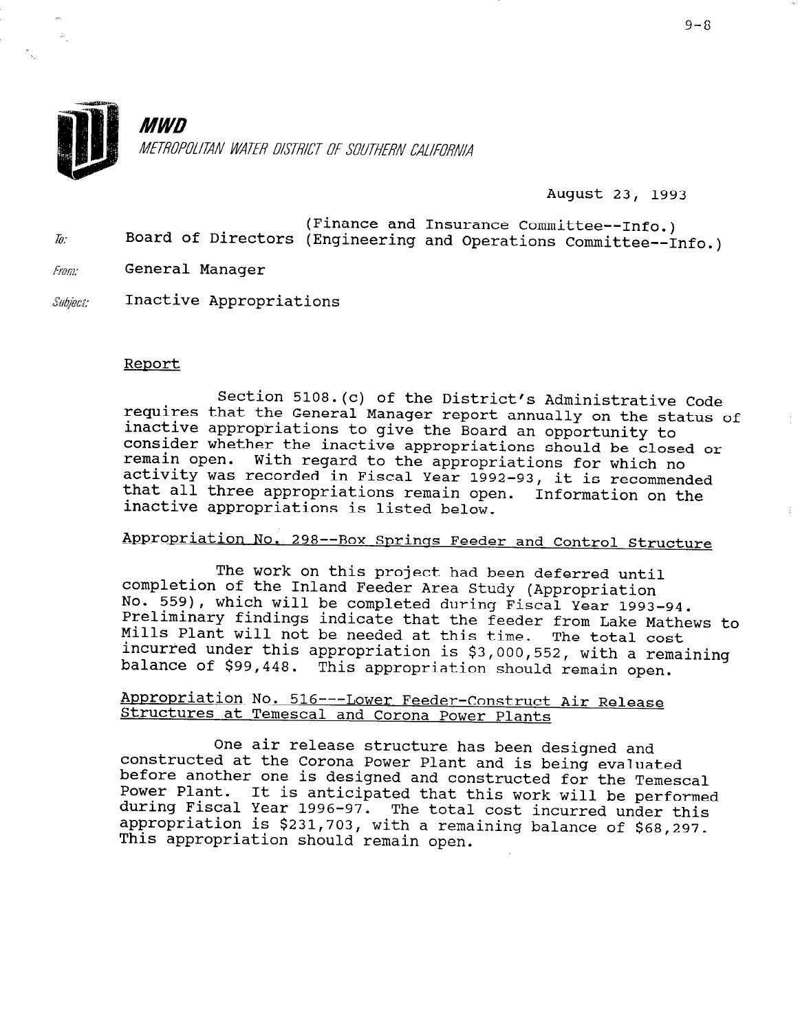**MWD**

*METROPOLITAN WATER DISTRICT OF SOUTHERN CALIFORNIA*

August 23, 1993

To: Board of Directors (Finance and Insurance Committee--Info.)
(Engineering and Operations Committee--Info.)

From: General Manager

Subject: Inactive Appropriations

## Report

Section 5108.(c) of the District's Administrative Code requires that the General Manager report annually on the status of inactive appropriations to give the Board an opportunity to consider whether the inactive appropriations should be closed or remain open. With regard to the appropriations for which no activity was recorded in Fiscal Year 1992-93, it is recommended that all three appropriations remain open. Information on the inactive appropriations is listed below.

### Appropriation No. 298--Box Springs Feeder and Control Structure

The work on this project had been deferred until completion of the Inland Feeder Area Study (Appropriation No. 559), which will be completed during Fiscal Year 1993-94. Preliminary findings indicate that the feeder from Lake Mathews to Mills Plant will not be needed at this time. The total cost incurred under this appropriation is $3,000,552, with a remaining balance of $99,448. This appropriation should remain open.

### Appropriation No. 516---Lower Feeder-Construct Air Release Structures at Temescal and Corona Power Plants

One air release structure has been designed and constructed at the Corona Power Plant and is being evaluated before another one is designed and constructed for the Temescal Power Plant. It is anticipated that this work will be performed during Fiscal Year 1996-97. The total cost incurred under this appropriation is $231,703, with a remaining balance of $68,297. This appropriation should remain open.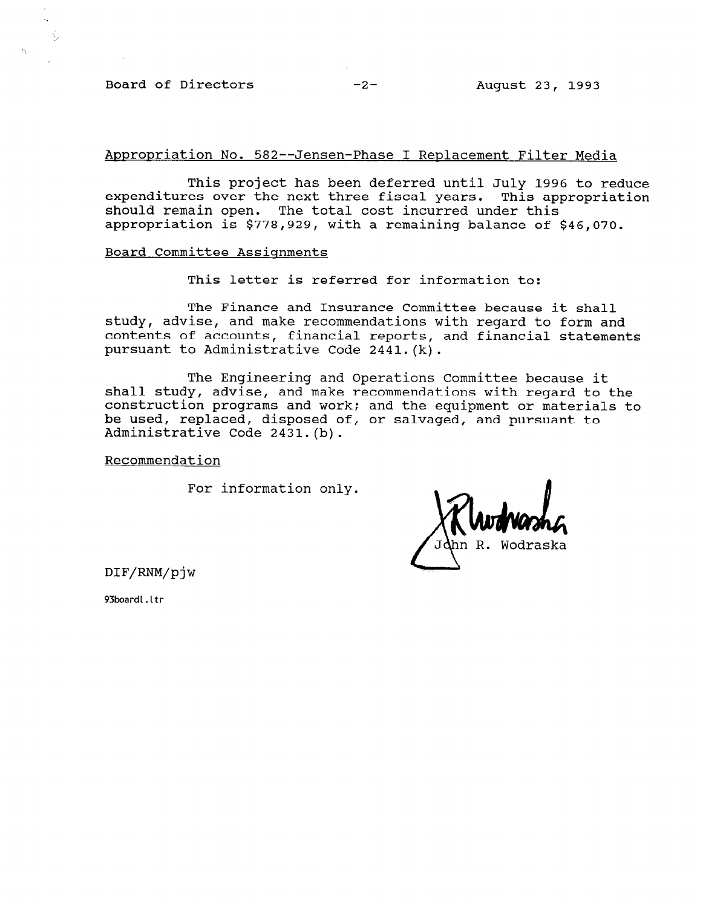Appropriation No. 582--Jensen-Phase I Replacement Filter Media

This project has been deferred until July 1996 to reduce expenditures over the next three fiscal years. This appropriation should remain open. The total cost incurred under this appropriation is $778,929, with a remaining balance of $46,070.

Board Committee Assignments

This letter is referred for information to:

The Finance and Insurance Committee because it shall study, advise, and make recommendations with regard to form and contents of accounts, financial reports, and financial statements pursuant to Administrative Code 2441.(k).

The Engineering and Operations Committee because it shall study, advise, and make recommendations with regard to the construction programs and work; and the equipment or materials to be used, replaced, disposed of, or salvaged, and pursuant to Administrative Code 2431.(b).

Recommendation

For information only.

John R. Wodraska

DIF/RNM/pjw

93boardl.ltr